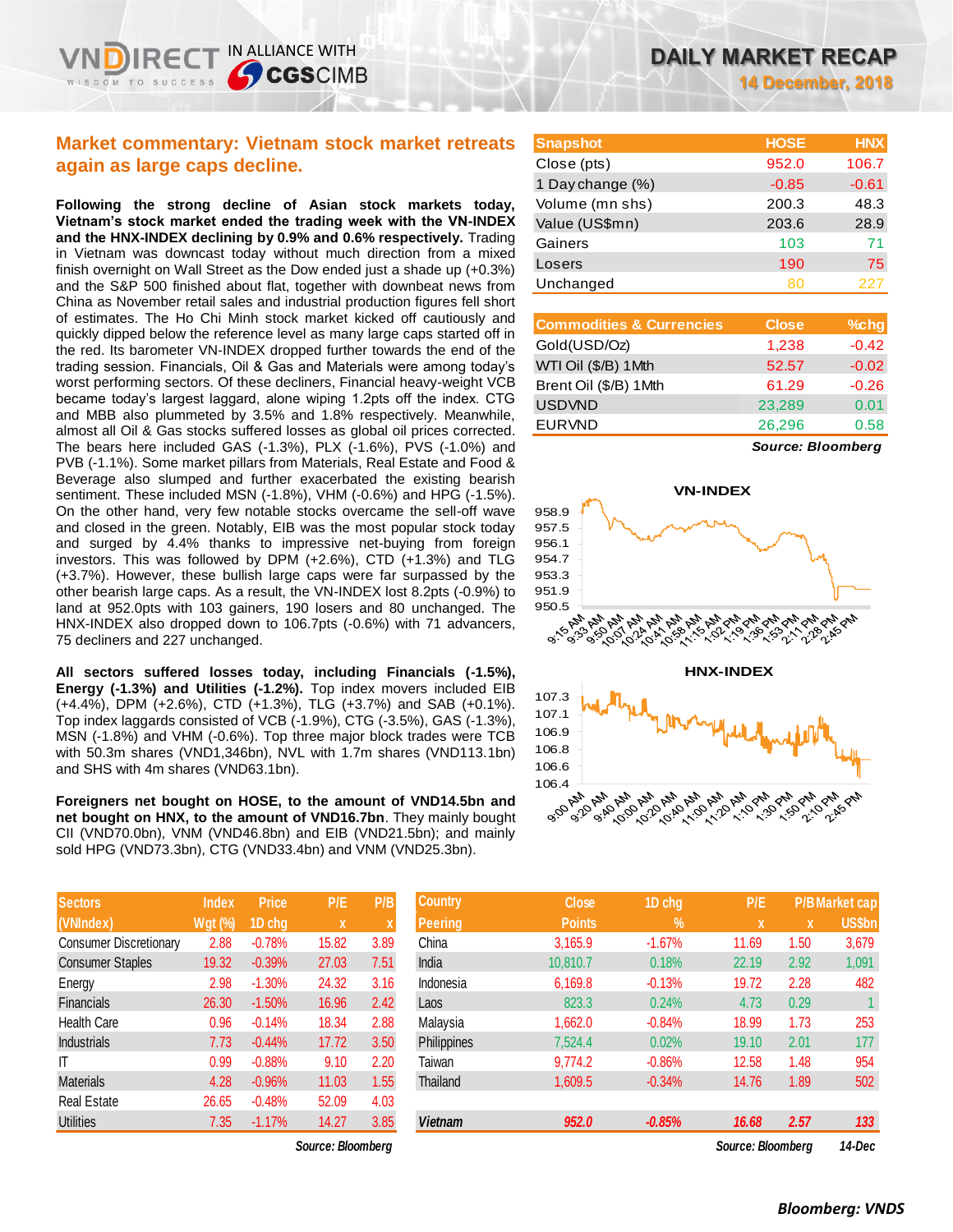# DAILY MARKET RECAP

14 December, 2018

## Market commentary: Vietnam stock market retreats again as large caps decline.

**Following the strong decline of Asian stock markets today, Vietnam's stock market ended the trading week with the VN-INDEX and the HNX-INDEX declining by 0.9% and 0.6% respectively.** Trading in Vietnam was downcast today without much direction from a mixed finish overnight on Wall Street as the Dow ended just a shade up (+0.3%) and the S&P 500 finished about flat, together with downbeat news from China as November retail sales and industrial production figures fell short of estimates. The Ho Chi Minh stock market kicked off cautiously and quickly dipped below the reference level as many large caps started off in the red. Its barometer VN-INDEX dropped further towards the end of the trading session. Financials, Oil & Gas and Materials were among today's worst performing sectors. Of these decliners, Financial heavy-weight VCB became today's largest laggard, alone wiping 1.2pts off the index. CTG and MBB also plummeted by 3.5% and 1.8% respectively. Meanwhile, almost all Oil & Gas stocks suffered losses as global oil prices corrected. The bears here included GAS (-1.3%), PLX (-1.6%), PVS (-1.0%) and PVB (-1.1%). Some market pillars from Materials, Real Estate and Food & Beverage also slumped and further exacerbated the existing bearish sentiment. These included MSN (-1.8%), VHM (-0.6%) and HPG (-1.5%). On the other hand, very few notable stocks overcame the sell-off wave and closed in the green. Notably, EIB was the most popular stock today and surged by 4.4% thanks to impressive net-buying from foreign investors. This was followed by DPM (+2.6%), CTD (+1.3%) and TLG (+3.7%). However, these bullish large caps were far surpassed by the other bearish large caps. As a result, the VN-INDEX lost 8.2pts (-0.9%) to land at 952.0pts with 103 gainers, 190 losers and 80 unchanged. The HNX-INDEX also dropped down to 106.7pts (-0.6%) with 71 advancers, 75 decliners and 227 unchanged.

**All sectors suffered losses today, including Financials (-1.5%), Energy (-1.3%) and Utilities (-1.2%).** Top index movers included EIB (+4.4%), DPM (+2.6%), CTD (+1.3%), TLG (+3.7%) and SAB (+0.1%). Top index laggards consisted of VCB (-1.9%), CTG (-3.5%), GAS (-1.3%), MSN (-1.8%) and VHM (-0.6%). Top three major block trades were TCB with 50.3m shares (VND1,346bn), NVL with 1.7m shares (VND113.1bn) and SHS with 4m shares (VND63.1bn).

**Foreigners net bought on HOSE, to the amount of VND14.5bn and net bought on HNX, to the amount of VND16.7bn**. They mainly bought CII (VND70.0bn), VNM (VND46.8bn) and EIB (VND21.5bn); and mainly sold HPG (VND73.3bn), CTG (VND33.4bn) and VNM (VND25.3bn).

| Snapshot | HOSE | HNX |
|---|---|---|
| Close (pts) | 952.0 | 106.7 |
| 1 Day change (%) | -0.85 | -0.61 |
| Volume (mn shs) | 200.3 | 48.3 |
| Value (US$mn) | 203.6 | 28.9 |
| Gainers | 103 | 71 |
| Losers | 190 | 75 |
| Unchanged | 80 | 227 |

| Commodities & Currencies | Close | %chg |
|---|---|---|
| Gold(USD/Oz) | 1,238 | -0.42 |
| WTI Oil ($/B) 1Mth | 52.57 | -0.02 |
| Brent Oil ($/B) 1Mth | 61.29 | -0.26 |
| USDVND | 23,289 | 0.01 |
| EURVND | 26,296 | 0.58 |

*Source: Bloomberg*

VN-INDEX

HNX-INDEX

| Sectors (VNIndex) | Index Wgt (%) | Price 1D chg | P/E x | P/B x |
|---|---|---|---|---|
| Consumer Discretionary | 2.88 | -0.78% | 15.82 | 3.89 |
| Consumer Staples | 19.32 | -0.39% | 27.03 | 7.51 |
| Energy | 2.98 | -1.30% | 24.32 | 3.16 |
| Financials | 26.30 | -1.50% | 16.96 | 2.42 |
| Health Care | 0.96 | -0.14% | 18.34 | 2.88 |
| Industrials | 7.73 | -0.44% | 17.72 | 3.50 |
| IT | 0.99 | -0.88% | 9.10 | 2.20 |
| Materials | 4.28 | -0.96% | 11.03 | 1.55 |
| Real Estate | 26.65 | -0.48% | 52.09 | 4.03 |
| Utilities | 7.35 | -1.17% | 14.27 | 3.85 |

*Source: Bloomberg*

| Country Peering | Close Points | 1D chg % | P/E x | P/B x | Market cap US$bn |
|---|---|---|---|---|---|
| China | 3,165.9 | -1.67% | 11.69 | 1.50 | 3,679 |
| India | 10,810.7 | 0.18% | 22.19 | 2.92 | 1,091 |
| Indonesia | 6,169.8 | -0.13% | 19.72 | 2.28 | 482 |
| Laos | 823.3 | 0.24% | 4.73 | 0.29 | 1 |
| Malaysia | 1,662.0 | -0.84% | 18.99 | 1.73 | 253 |
| Philippines | 7,524.4 | 0.02% | 19.10 | 2.01 | 177 |
| Taiwan | 9,774.2 | -0.86% | 12.58 | 1.48 | 954 |
| Thailand | 1,609.5 | -0.34% | 14.76 | 1.89 | 502 |
| ***Vietnam*** | ***952.0*** | ***-0.85%*** | ***16.68*** | ***2.57*** | ***133*** |

*Source: Bloomberg* *14-Dec*

***Bloomberg: VNDS***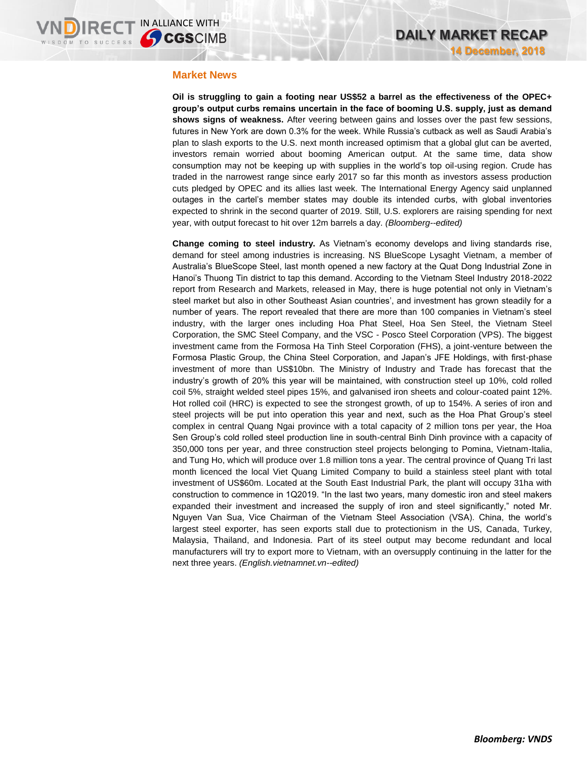## Market News

**Oil is struggling to gain a footing near US$52 a barrel as the effectiveness of the OPEC+ group's output curbs remains uncertain in the face of booming U.S. supply, just as demand shows signs of weakness.** After veering between gains and losses over the past few sessions, futures in New York are down 0.3% for the week. While Russia's cutback as well as Saudi Arabia's plan to slash exports to the U.S. next month increased optimism that a global glut can be averted, investors remain worried about booming American output. At the same time, data show consumption may not be keeping up with supplies in the world's top oil-using region. Crude has traded in the narrowest range since early 2017 so far this month as investors assess production cuts pledged by OPEC and its allies last week. The International Energy Agency said unplanned outages in the cartel's member states may double its intended curbs, with global inventories expected to shrink in the second quarter of 2019. Still, U.S. explorers are raising spending for next year, with output forecast to hit over 12m barrels a day. *(Bloomberg--edited)*

**Change coming to steel industry.** As Vietnam's economy develops and living standards rise, demand for steel among industries is increasing. NS BlueScope Lysaght Vietnam, a member of Australia's BlueScope Steel, last month opened a new factory at the Quat Dong Industrial Zone in Hanoi's Thuong Tin district to tap this demand. According to the Vietnam Steel Industry 2018-2022 report from Research and Markets, released in May, there is huge potential not only in Vietnam's steel market but also in other Southeast Asian countries', and investment has grown steadily for a number of years. The report revealed that there are more than 100 companies in Vietnam's steel industry, with the larger ones including Hoa Phat Steel, Hoa Sen Steel, the Vietnam Steel Corporation, the SMC Steel Company, and the VSC - Posco Steel Corporation (VPS). The biggest investment came from the Formosa Ha Tinh Steel Corporation (FHS), a joint-venture between the Formosa Plastic Group, the China Steel Corporation, and Japan's JFE Holdings, with first-phase investment of more than US$10bn. The Ministry of Industry and Trade has forecast that the industry's growth of 20% this year will be maintained, with construction steel up 10%, cold rolled coil 5%, straight welded steel pipes 15%, and galvanised iron sheets and colour-coated paint 12%. Hot rolled coil (HRC) is expected to see the strongest growth, of up to 154%. A series of iron and steel projects will be put into operation this year and next, such as the Hoa Phat Group's steel complex in central Quang Ngai province with a total capacity of 2 million tons per year, the Hoa Sen Group's cold rolled steel production line in south-central Binh Dinh province with a capacity of 350,000 tons per year, and three construction steel projects belonging to Pomina, Vietnam-Italia, and Tung Ho, which will produce over 1.8 million tons a year. The central province of Quang Tri last month licenced the local Viet Quang Limited Company to build a stainless steel plant with total investment of US$60m. Located at the South East Industrial Park, the plant will occupy 31ha with construction to commence in 1Q2019. "In the last two years, many domestic iron and steel makers expanded their investment and increased the supply of iron and steel significantly," noted Mr. Nguyen Van Sua, Vice Chairman of the Vietnam Steel Association (VSA). China, the world's largest steel exporter, has seen exports stall due to protectionism in the US, Canada, Turkey, Malaysia, Thailand, and Indonesia. Part of its steel output may become redundant and local manufacturers will try to export more to Vietnam, with an oversupply continuing in the latter for the next three years. *(English.vietnamnet.vn--edited)*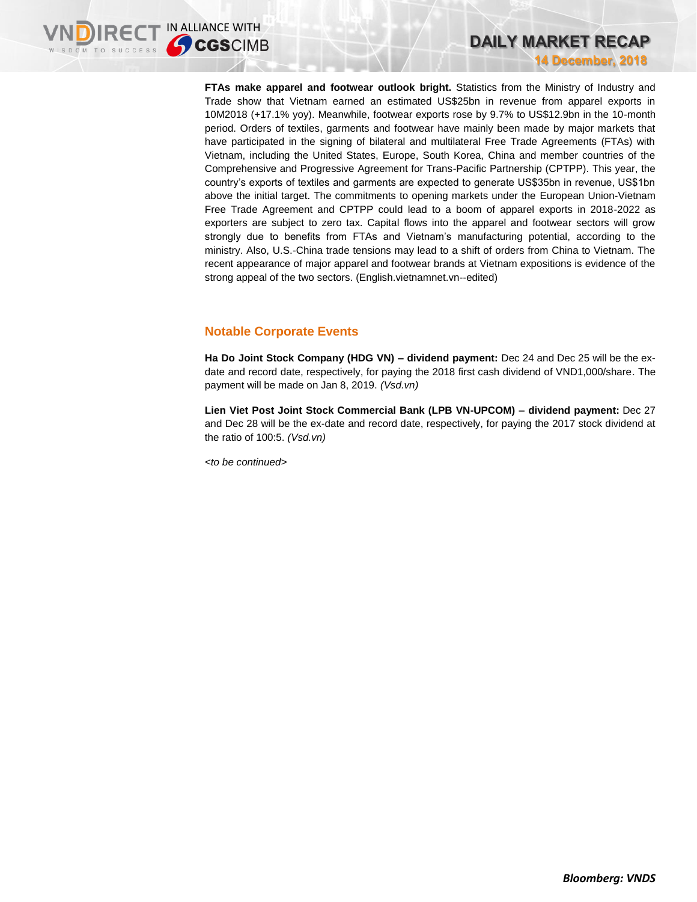**FTAs make apparel and footwear outlook bright.** Statistics from the Ministry of Industry and Trade show that Vietnam earned an estimated US$25bn in revenue from apparel exports in 10M2018 (+17.1% yoy). Meanwhile, footwear exports rose by 9.7% to US$12.9bn in the 10-month period. Orders of textiles, garments and footwear have mainly been made by major markets that have participated in the signing of bilateral and multilateral Free Trade Agreements (FTAs) with Vietnam, including the United States, Europe, South Korea, China and member countries of the Comprehensive and Progressive Agreement for Trans-Pacific Partnership (CPTPP). This year, the country's exports of textiles and garments are expected to generate US$35bn in revenue, US$1bn above the initial target. The commitments to opening markets under the European Union-Vietnam Free Trade Agreement and CPTPP could lead to a boom of apparel exports in 2018-2022 as exporters are subject to zero tax. Capital flows into the apparel and footwear sectors will grow strongly due to benefits from FTAs and Vietnam's manufacturing potential, according to the ministry. Also, U.S.-China trade tensions may lead to a shift of orders from China to Vietnam. The recent appearance of major apparel and footwear brands at Vietnam expositions is evidence of the strong appeal of the two sectors. (English.vietnamnet.vn--edited)

## Notable Corporate Events

**Ha Do Joint Stock Company (HDG VN) – dividend payment:** Dec 24 and Dec 25 will be the ex-date and record date, respectively, for paying the 2018 first cash dividend of VND1,000/share. The payment will be made on Jan 8, 2019. *(Vsd.vn)*

**Lien Viet Post Joint Stock Commercial Bank (LPB VN-UPCOM) – dividend payment:** Dec 27 and Dec 28 will be the ex-date and record date, respectively, for paying the 2017 stock dividend at the ratio of 100:5. *(Vsd.vn)*

*<to be continued>*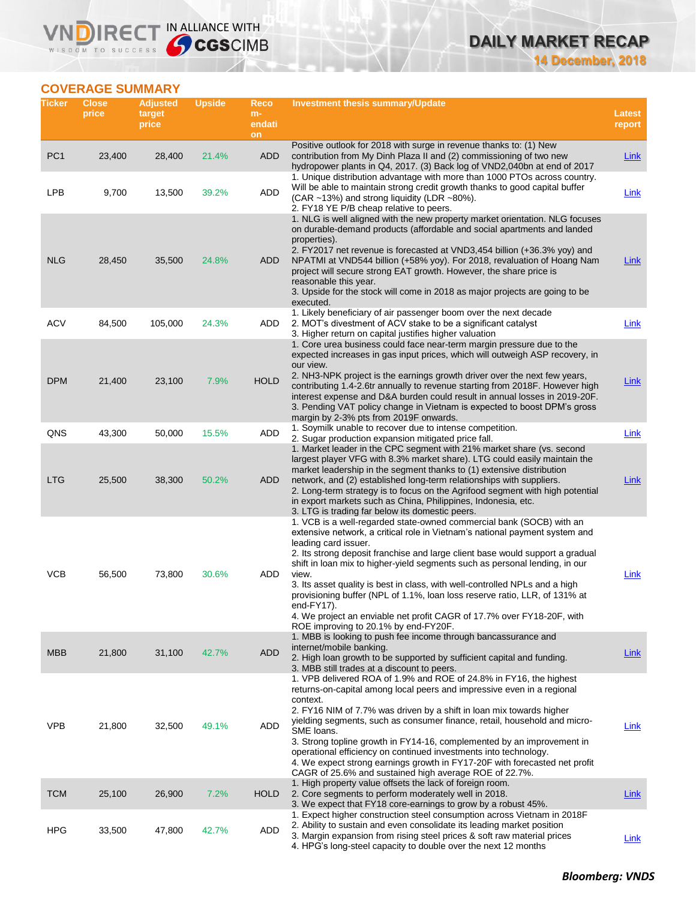## COVERAGE SUMMARY

| Ticker | Close price | Adjusted target price | Upside | Recommendation | Investment thesis summary/Update | Latest report |
|---|---|---|---|---|---|---|
| PC1 | 23,400 | 28,400 | 21.4% | ADD | Positive outlook for 2018 with surge in revenue thanks to: (1) New contribution from My Dinh Plaza II and (2) commissioning of two new hydropower plants in Q4, 2017. (3) Back log of VND2,040bn at end of 2017 | Link |
| LPB | 9,700 | 13,500 | 39.2% | ADD | 1. Unique distribution advantage with more than 1000 PTOs across country. Will be able to maintain strong credit growth thanks to good capital buffer (CAR ~13%) and strong liquidity (LDR ~80%).<br>2. FY18 YE P/B cheap relative to peers. | Link |
| NLG | 28,450 | 35,500 | 24.8% | ADD | 1. NLG is well aligned with the new property market orientation. NLG focuses on durable-demand products (affordable and social apartments and landed properties).<br>2. FY2017 net revenue is forecasted at VND3,454 billion (+36.3% yoy) and NPATMI at VND544 billion (+58% yoy). For 2018, revaluation of Hoang Nam project will secure strong EAT growth. However, the share price is reasonable this year.<br>3. Upside for the stock will come in 2018 as major projects are going to be executed. | Link |
| ACV | 84,500 | 105,000 | 24.3% | ADD | 1. Likely beneficiary of air passenger boom over the next decade<br>2. MOT's divestment of ACV stake to be a significant catalyst<br>3. Higher return on capital justifies higher valuation | Link |
| DPM | 21,400 | 23,100 | 7.9% | HOLD | 1. Core urea business could face near-term margin pressure due to the expected increases in gas input prices, which will outweigh ASP recovery, in our view.<br>2. NH3-NPK project is the earnings growth driver over the next few years, contributing 1.4-2.6tr annually to revenue starting from 2018F. However high interest expense and D&A burden could result in annual losses in 2019-20F.<br>3. Pending VAT policy change in Vietnam is expected to boost DPM's gross margin by 2-3% pts from 2019F onwards. | Link |
| QNS | 43,300 | 50,000 | 15.5% | ADD | 1. Soymilk unable to recover due to intense competition.<br>2. Sugar production expansion mitigated price fall. | Link |
| LTG | 25,500 | 38,300 | 50.2% | ADD | 1. Market leader in the CPC segment with 21% market share (vs. second largest player VFG with 8.3% market share). LTG could easily maintain the market leadership in the segment thanks to (1) extensive distribution network, and (2) established long-term relationships with suppliers.<br>2. Long-term strategy is to focus on the Agrifood segment with high potential in export markets such as China, Philippines, Indonesia, etc.<br>3. LTG is trading far below its domestic peers. | Link |
| VCB | 56,500 | 73,800 | 30.6% | ADD | 1. VCB is a well-regarded state-owned commercial bank (SOCB) with an extensive network, a critical role in Vietnam's national payment system and leading card issuer.<br>2. Its strong deposit franchise and large client base would support a gradual shift in loan mix to higher-yield segments such as personal lending, in our view.<br>3. Its asset quality is best in class, with well-controlled NPLs and a high provisioning buffer (NPL of 1.1%, loan loss reserve ratio, LLR, of 131% at end-FY17).<br>4. We project an enviable net profit CAGR of 17.7% over FY18-20F, with ROE improving to 20.1% by end-FY20F. | Link |
| MBB | 21,800 | 31,100 | 42.7% | ADD | 1. MBB is looking to push fee income through bancassurance and internet/mobile banking.<br>2. High loan growth to be supported by sufficient capital and funding.<br>3. MBB still trades at a discount to peers. | Link |
| VPB | 21,800 | 32,500 | 49.1% | ADD | 1. VPB delivered ROA of 1.9% and ROE of 24.8% in FY16, the highest returns-on-capital among local peers and impressive even in a regional context.<br>2. FY16 NIM of 7.7% was driven by a shift in loan mix towards higher yielding segments, such as consumer finance, retail, household and micro-SME loans.<br>3. Strong topline growth in FY14-16, complemented by an improvement in operational efficiency on continued investments into technology.<br>4. We expect strong earnings growth in FY17-20F with forecasted net profit CAGR of 25.6% and sustained high average ROE of 22.7%. | Link |
| TCM | 25,100 | 26,900 | 7.2% | HOLD | 1. High property value offsets the lack of foreign room.<br>2. Core segments to perform moderately well in 2018.<br>3. We expect that FY18 core-earnings to grow by a robust 45%. | Link |
| HPG | 33,500 | 47,800 | 42.7% | ADD | 1. Expect higher construction steel consumption across Vietnam in 2018F<br>2. Ability to sustain and even consolidate its leading market position<br>3. Margin expansion from rising steel prices & soft raw material prices<br>4. HPG's long-steel capacity to double over the next 12 months | Link |

***Bloomberg: VNDS***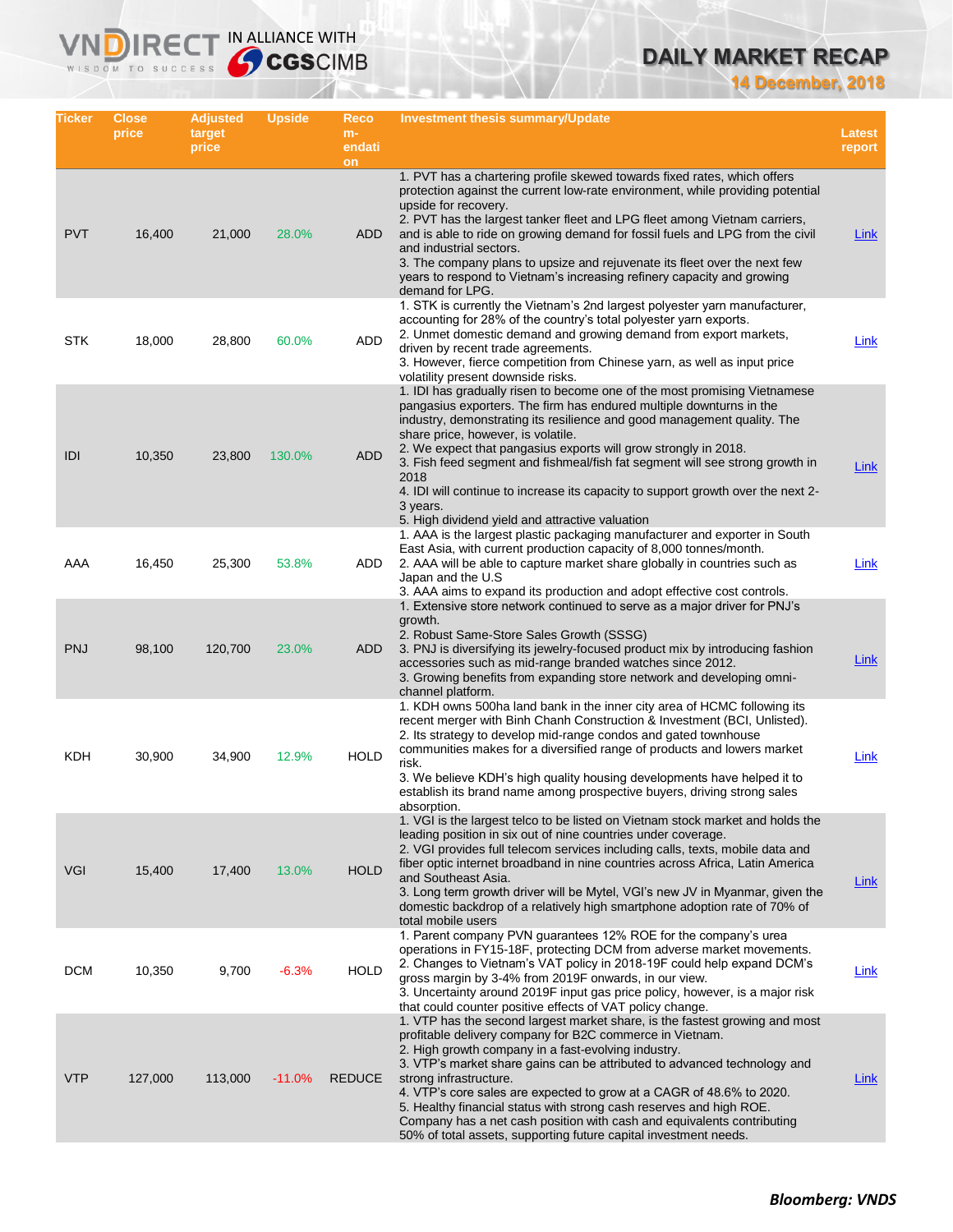# DAILY MARKET RECAP

**14 December, 2018**

| Ticker | Close price | Adjusted target price | Upside | Recommendation | Investment thesis summary/Update | Latest report |
|---|---|---|---|---|---|---|
| PVT | 16,400 | 21,000 | 28.0% | ADD | 1. PVT has a chartering profile skewed towards fixed rates, which offers protection against the current low-rate environment, while providing potential upside for recovery.<br>2. PVT has the largest tanker fleet and LPG fleet among Vietnam carriers, and is able to ride on growing demand for fossil fuels and LPG from the civil and industrial sectors.<br>3. The company plans to upsize and rejuvenate its fleet over the next few years to respond to Vietnam's increasing refinery capacity and growing demand for LPG. | Link |
| STK | 18,000 | 28,800 | 60.0% | ADD | 1. STK is currently the Vietnam's 2nd largest polyester yarn manufacturer, accounting for 28% of the country's total polyester yarn exports.<br>2. Unmet domestic demand and growing demand from export markets, driven by recent trade agreements.<br>3. However, fierce competition from Chinese yarn, as well as input price volatility present downside risks. | Link |
| IDI | 10,350 | 23,800 | 130.0% | ADD | 1. IDI has gradually risen to become one of the most promising Vietnamese pangasius exporters. The firm has endured multiple downturns in the industry, demonstrating its resilience and good management quality. The share price, however, is volatile.<br>2. We expect that pangasius exports will grow strongly in 2018.<br>3. Fish feed segment and fishmeal/fish fat segment will see strong growth in 2018<br>4. IDI will continue to increase its capacity to support growth over the next 2-3 years.<br>5. High dividend yield and attractive valuation | Link |
| AAA | 16,450 | 25,300 | 53.8% | ADD | 1. AAA is the largest plastic packaging manufacturer and exporter in South East Asia, with current production capacity of 8,000 tonnes/month.<br>2. AAA will be able to capture market share globally in countries such as Japan and the U.S<br>3. AAA aims to expand its production and adopt effective cost controls. | Link |
| PNJ | 98,100 | 120,700 | 23.0% | ADD | 1. Extensive store network continued to serve as a major driver for PNJ's growth.<br>2. Robust Same-Store Sales Growth (SSSG)<br>3. PNJ is diversifying its jewelry-focused product mix by introducing fashion accessories such as mid-range branded watches since 2012.<br>3. Growing benefits from expanding store network and developing omni-channel platform. | Link |
| KDH | 30,900 | 34,900 | 12.9% | HOLD | 1. KDH owns 500ha land bank in the inner city area of HCMC following its recent merger with Binh Chanh Construction & Investment (BCI, Unlisted).<br>2. Its strategy to develop mid-range condos and gated townhouse communities makes for a diversified range of products and lowers market risk.<br>3. We believe KDH's high quality housing developments have helped it to establish its brand name among prospective buyers, driving strong sales absorption. | Link |
| VGI | 15,400 | 17,400 | 13.0% | HOLD | 1. VGI is the largest telco to be listed on Vietnam stock market and holds the leading position in six out of nine countries under coverage.<br>2. VGI provides full telecom services including calls, texts, mobile data and fiber optic internet broadband in nine countries across Africa, Latin America and Southeast Asia.<br>3. Long term growth driver will be Mytel, VGI's new JV in Myanmar, given the domestic backdrop of a relatively high smartphone adoption rate of 70% of total mobile users | Link |
| DCM | 10,350 | 9,700 | -6.3% | HOLD | 1. Parent company PVN guarantees 12% ROE for the company's urea operations in FY15-18F, protecting DCM from adverse market movements.<br>2. Changes to Vietnam's VAT policy in 2018-19F could help expand DCM's gross margin by 3-4% from 2019F onwards, in our view.<br>3. Uncertainty around 2019F input gas price policy, however, is a major risk that could counter positive effects of VAT policy change. | Link |
| VTP | 127,000 | 113,000 | -11.0% | REDUCE | 1. VTP has the second largest market share, is the fastest growing and most profitable delivery company for B2C commerce in Vietnam.<br>2. High growth company in a fast-evolving industry.<br>3. VTP's market share gains can be attributed to advanced technology and strong infrastructure.<br>4. VTP's core sales are expected to grow at a CAGR of 48.6% to 2020.<br>5. Healthy financial status with strong cash reserves and high ROE. Company has a net cash position with cash and equivalents contributing 50% of total assets, supporting future capital investment needs. | Link |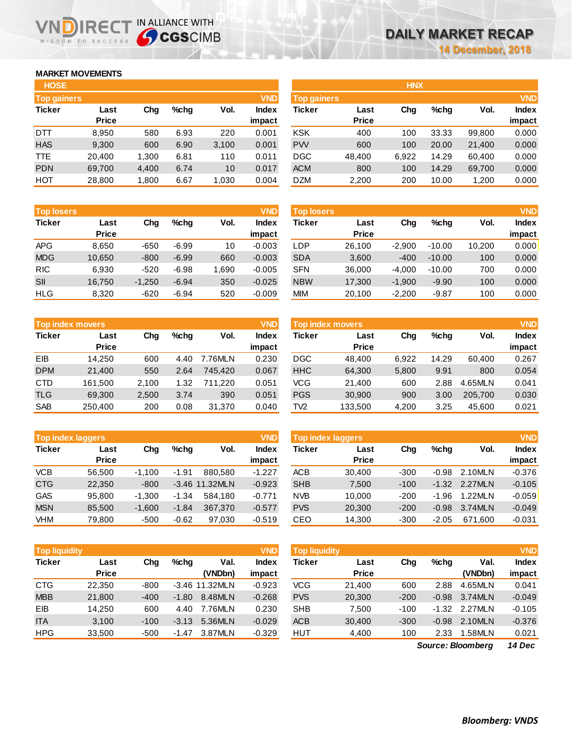# DAILY MARKET RECAP

14 December, 2018

## MARKET MOVEMENTS

### HOSE

**Top gainers** (VND)

| Ticker | Last Price | Chg | %chg | Vol. | Index impact |
|---|---|---|---|---|---|
| DTT | 8,950 | 580 | 6.93 | 220 | 0.001 |
| HAS | 9,300 | 600 | 6.90 | 3,100 | 0.001 |
| TTE | 20,400 | 1,300 | 6.81 | 110 | 0.011 |
| PDN | 69,700 | 4,400 | 6.74 | 10 | 0.017 |
| HOT | 28,800 | 1,800 | 6.67 | 1,030 | 0.004 |

**Top losers** (VND)

| Ticker | Last Price | Chg | %chg | Vol. | Index impact |
|---|---|---|---|---|---|
| APG | 8,650 | -650 | -6.99 | 10 | -0.003 |
| MDG | 10,650 | -800 | -6.99 | 660 | -0.003 |
| RIC | 6,930 | -520 | -6.98 | 1,690 | -0.005 |
| SII | 16,750 | -1,250 | -6.94 | 350 | -0.025 |
| HLG | 8,320 | -620 | -6.94 | 520 | -0.009 |

**Top index movers** (VND)

| Ticker | Last Price | Chg | %chg | Vol. | Index impact |
|---|---|---|---|---|---|
| EIB | 14,250 | 600 | 4.40 | 7.76MLN | 0.230 |
| DPM | 21,400 | 550 | 2.64 | 745,420 | 0.067 |
| CTD | 161,500 | 2,100 | 1.32 | 711,220 | 0.051 |
| TLG | 69,300 | 2,500 | 3.74 | 390 | 0.051 |
| SAB | 250,400 | 200 | 0.08 | 31,370 | 0.040 |

**Top index laggers** (VND)

| Ticker | Last Price | Chg | %chg | Vol. | Index impact |
|---|---|---|---|---|---|
| VCB | 56,500 | -1,100 | -1.91 | 880,580 | -1.227 |
| CTG | 22,350 | -800 | -3.46 | 11.32MLN | -0.923 |
| GAS | 95,800 | -1,300 | -1.34 | 584,180 | -0.771 |
| MSN | 85,500 | -1,600 | -1.84 | 367,370 | -0.577 |
| VHM | 79,800 | -500 | -0.62 | 97,030 | -0.519 |

**Top liquidity** (VND)

| Ticker | Last Price | Chg | %chg | Val. (VNDbn) | Index impact |
|---|---|---|---|---|---|
| CTG | 22,350 | -800 | -3.46 | 11.32MLN | -0.923 |
| MBB | 21,800 | -400 | -1.80 | 8.48MLN | -0.268 |
| EIB | 14,250 | 600 | 4.40 | 7.76MLN | 0.230 |
| ITA | 3,100 | -100 | -3.13 | 5.36MLN | -0.029 |
| HPG | 33,500 | -500 | -1.47 | 3.87MLN | -0.329 |

### HNX

**Top gainers** (VND)

| Ticker | Last Price | Chg | %chg | Vol. | Index impact |
|---|---|---|---|---|---|
| KSK | 400 | 100 | 33.33 | 99,800 | 0.000 |
| PVV | 600 | 100 | 20.00 | 21,400 | 0.000 |
| DGC | 48,400 | 6,922 | 14.29 | 60,400 | 0.000 |
| ACM | 800 | 100 | 14.29 | 69,700 | 0.000 |
| DZM | 2,200 | 200 | 10.00 | 1,200 | 0.000 |

**Top losers** (VND)

| Ticker | Last Price | Chg | %chg | Vol. | Index impact |
|---|---|---|---|---|---|
| LDP | 26,100 | -2,900 | -10.00 | 10,200 | 0.000 |
| SDA | 3,600 | -400 | -10.00 | 100 | 0.000 |
| SFN | 36,000 | -4,000 | -10.00 | 700 | 0.000 |
| NBW | 17,300 | -1,900 | -9.90 | 100 | 0.000 |
| MIM | 20,100 | -2,200 | -9.87 | 100 | 0.000 |

**Top index movers** (VND)

| Ticker | Last Price | Chg | %chg | Vol. | Index impact |
|---|---|---|---|---|---|
| DGC | 48,400 | 6,922 | 14.29 | 60,400 | 0.267 |
| HHC | 64,300 | 5,800 | 9.91 | 800 | 0.054 |
| VCG | 21,400 | 600 | 2.88 | 4.65MLN | 0.041 |
| PGS | 30,900 | 900 | 3.00 | 205,700 | 0.030 |
| TV2 | 133,500 | 4,200 | 3.25 | 45,600 | 0.021 |

**Top index laggers** (VND)

| Ticker | Last Price | Chg | %chg | Vol. | Index impact |
|---|---|---|---|---|---|
| ACB | 30,400 | -300 | -0.98 | 2.10MLN | -0.376 |
| SHB | 7,500 | -100 | -1.32 | 2.27MLN | -0.105 |
| NVB | 10,000 | -200 | -1.96 | 1.22MLN | -0.059 |
| PVS | 20,300 | -200 | -0.98 | 3.74MLN | -0.049 |
| CEO | 14,300 | -300 | -2.05 | 671,600 | -0.031 |

**Top liquidity** (VND)

| Ticker | Last Price | Chg | %chg | Val. (VNDbn) | Index impact |
|---|---|---|---|---|---|
| VCG | 21,400 | 600 | 2.88 | 4.65MLN | 0.041 |
| PVS | 20,300 | -200 | -0.98 | 3.74MLN | -0.049 |
| SHB | 7,500 | -100 | -1.32 | 2.27MLN | -0.105 |
| ACB | 30,400 | -300 | -0.98 | 2.10MLN | -0.376 |
| HUT | 4,400 | 100 | 2.33 | 1.58MLN | 0.021 |

*Source: Bloomberg* *14 Dec*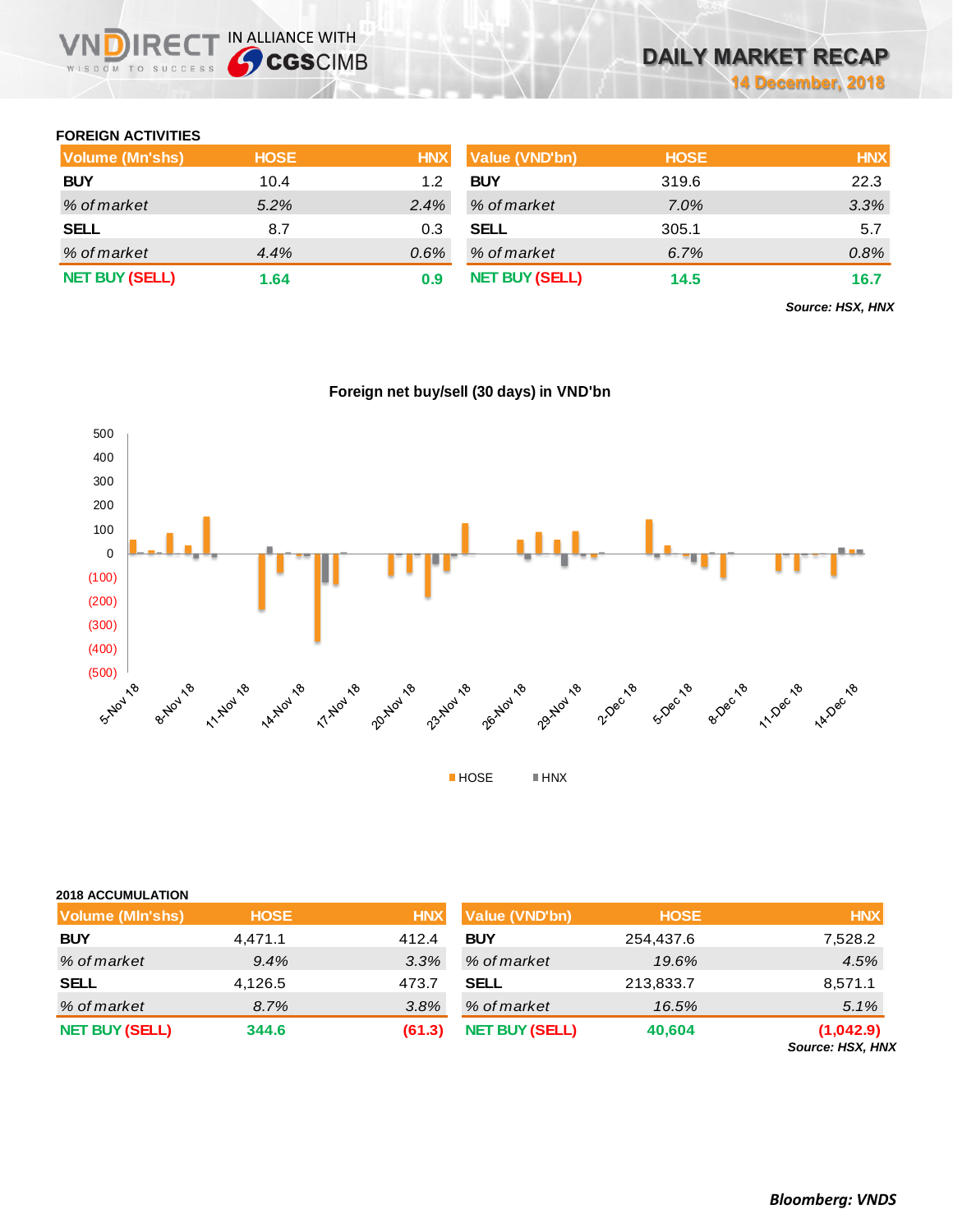## FOREIGN ACTIVITIES

| Volume (Mn'shs) | HOSE | HNX |
|---|---|---|
| **BUY** | 10.4 | 1.2 |
| *% of market* | *5.2%* | *2.4%* |
| **SELL** | 8.7 | 0.3 |
| *% of market* | *4.4%* | *0.6%* |
| **NET BUY (SELL)** | **1.64** | **0.9** |

| Value (VND'bn) | HOSE | HNX |
|---|---|---|
| **BUY** | 319.6 | 22.3 |
| *% of market* | *7.0%* | *3.3%* |
| **SELL** | 305.1 | 5.7 |
| *% of market* | *6.7%* | *0.8%* |
| **NET BUY (SELL)** | **14.5** | **16.7** |

***Source: HSX, HNX***

**Foreign net buy/sell (30 days) in VND'bn**

## 2018 ACCUMULATION

| Volume (Mln'shs) | HOSE | HNX |
|---|---|---|
| **BUY** | 4,471.1 | 412.4 |
| *% of market* | *9.4%* | *3.3%* |
| **SELL** | 4,126.5 | 473.7 |
| *% of market* | *8.7%* | *3.8%* |
| **NET BUY (SELL)** | **344.6** | **(61.3)** |

| Value (VND'bn) | HOSE | HNX |
|---|---|---|
| **BUY** | 254,437.6 | 7,528.2 |
| *% of market* | *19.6%* | *4.5%* |
| **SELL** | 213,833.7 | 8,571.1 |
| *% of market* | *16.5%* | *5.1%* |
| **NET BUY (SELL)** | **40,604** | **(1,042.9)** |

***Source: HSX, HNX***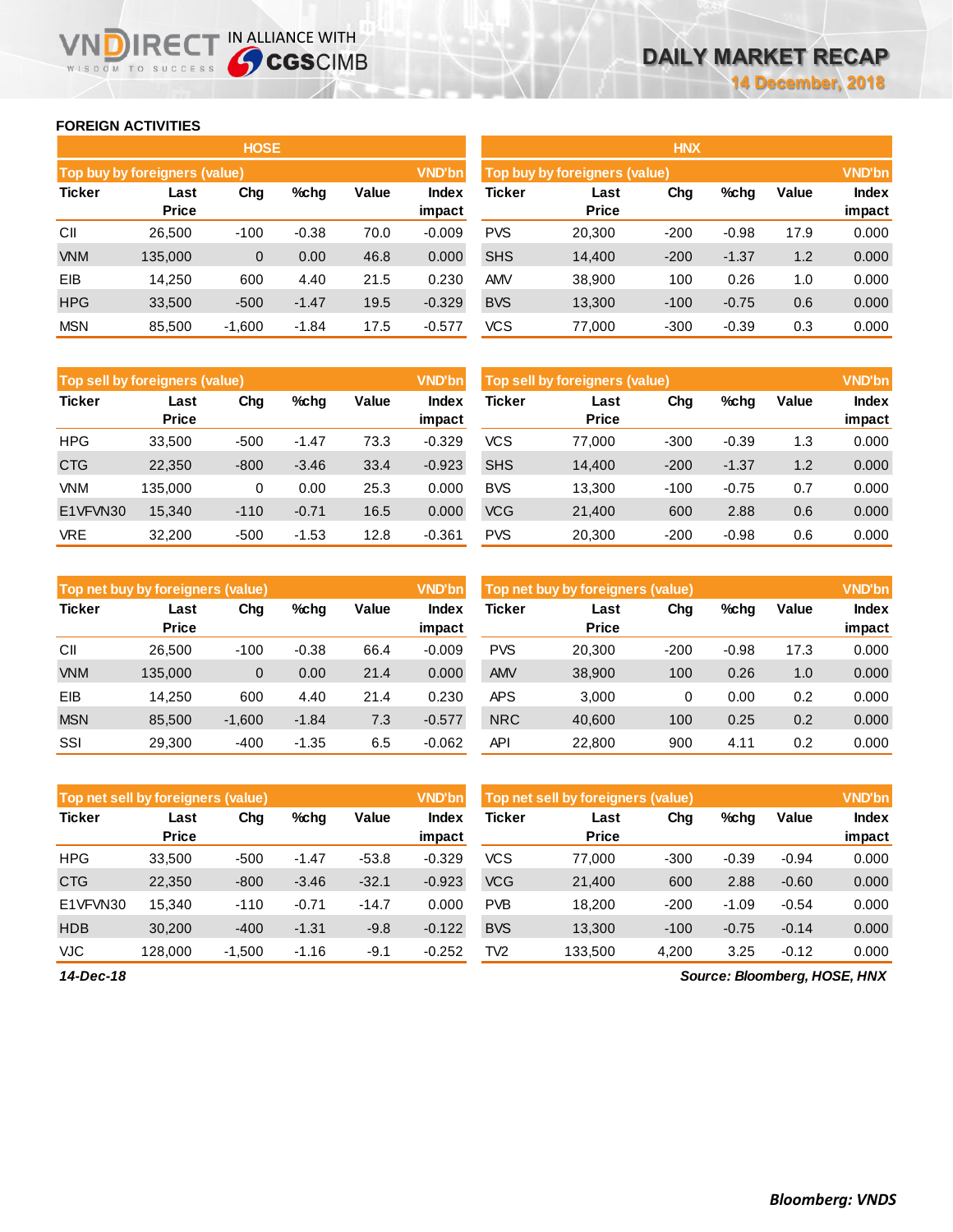# DAILY MARKET RECAP

14 December, 2018

## FOREIGN ACTIVITIES

### HOSE

**Top buy by foreigners (value)** (VND'bn)

| Ticker | Last Price | Chg | %chg | Value | Index impact |
|---|---|---|---|---|---|
| CII | 26,500 | -100 | -0.38 | 70.0 | -0.009 |
| VNM | 135,000 | 0 | 0.00 | 46.8 | 0.000 |
| EIB | 14,250 | 600 | 4.40 | 21.5 | 0.230 |
| HPG | 33,500 | -500 | -1.47 | 19.5 | -0.329 |
| MSN | 85,500 | -1,600 | -1.84 | 17.5 | -0.577 |

**Top sell by foreigners (value)** (VND'bn)

| Ticker | Last Price | Chg | %chg | Value | Index impact |
|---|---|---|---|---|---|
| HPG | 33,500 | -500 | -1.47 | 73.3 | -0.329 |
| CTG | 22,350 | -800 | -3.46 | 33.4 | -0.923 |
| VNM | 135,000 | 0 | 0.00 | 25.3 | 0.000 |
| E1VFVN30 | 15,340 | -110 | -0.71 | 16.5 | 0.000 |
| VRE | 32,200 | -500 | -1.53 | 12.8 | -0.361 |

**Top net buy by foreigners (value)** (VND'bn)

| Ticker | Last Price | Chg | %chg | Value | Index impact |
|---|---|---|---|---|---|
| CII | 26,500 | -100 | -0.38 | 66.4 | -0.009 |
| VNM | 135,000 | 0 | 0.00 | 21.4 | 0.000 |
| EIB | 14,250 | 600 | 4.40 | 21.4 | 0.230 |
| MSN | 85,500 | -1,600 | -1.84 | 7.3 | -0.577 |
| SSI | 29,300 | -400 | -1.35 | 6.5 | -0.062 |

**Top net sell by foreigners (value)** (VND'bn)

| Ticker | Last Price | Chg | %chg | Value | Index impact |
|---|---|---|---|---|---|
| HPG | 33,500 | -500 | -1.47 | -53.8 | -0.329 |
| CTG | 22,350 | -800 | -3.46 | -32.1 | -0.923 |
| E1VFVN30 | 15,340 | -110 | -0.71 | -14.7 | 0.000 |
| HDB | 30,200 | -400 | -1.31 | -9.8 | -0.122 |
| VJC | 128,000 | -1,500 | -1.16 | -9.1 | -0.252 |

### HNX

**Top buy by foreigners (value)** (VND'bn)

| Ticker | Last Price | Chg | %chg | Value | Index impact |
|---|---|---|---|---|---|
| PVS | 20,300 | -200 | -0.98 | 17.9 | 0.000 |
| SHS | 14,400 | -200 | -1.37 | 1.2 | 0.000 |
| AMV | 38,900 | 100 | 0.26 | 1.0 | 0.000 |
| BVS | 13,300 | -100 | -0.75 | 0.6 | 0.000 |
| VCS | 77,000 | -300 | -0.39 | 0.3 | 0.000 |

**Top sell by foreigners (value)** (VND'bn)

| Ticker | Last Price | Chg | %chg | Value | Index impact |
|---|---|---|---|---|---|
| VCS | 77,000 | -300 | -0.39 | 1.3 | 0.000 |
| SHS | 14,400 | -200 | -1.37 | 1.2 | 0.000 |
| BVS | 13,300 | -100 | -0.75 | 0.7 | 0.000 |
| VCG | 21,400 | 600 | 2.88 | 0.6 | 0.000 |
| PVS | 20,300 | -200 | -0.98 | 0.6 | 0.000 |

**Top net buy by foreigners (value)** (VND'bn)

| Ticker | Last Price | Chg | %chg | Value | Index impact |
|---|---|---|---|---|---|
| PVS | 20,300 | -200 | -0.98 | 17.3 | 0.000 |
| AMV | 38,900 | 100 | 0.26 | 1.0 | 0.000 |
| APS | 3,000 | 0 | 0.00 | 0.2 | 0.000 |
| NRC | 40,600 | 100 | 0.25 | 0.2 | 0.000 |
| API | 22,800 | 900 | 4.11 | 0.2 | 0.000 |

**Top net sell by foreigners (value)** (VND'bn)

| Ticker | Last Price | Chg | %chg | Value | Index impact |
|---|---|---|---|---|---|
| VCS | 77,000 | -300 | -0.39 | -0.94 | 0.000 |
| VCG | 21,400 | 600 | 2.88 | -0.60 | 0.000 |
| PVB | 18,200 | -200 | -1.09 | -0.54 | 0.000 |
| BVS | 13,300 | -100 | -0.75 | -0.14 | 0.000 |
| TV2 | 133,500 | 4,200 | 3.25 | -0.12 | 0.000 |

*14-Dec-18*

*Source: Bloomberg, HOSE, HNX*

***Bloomberg: VNDS***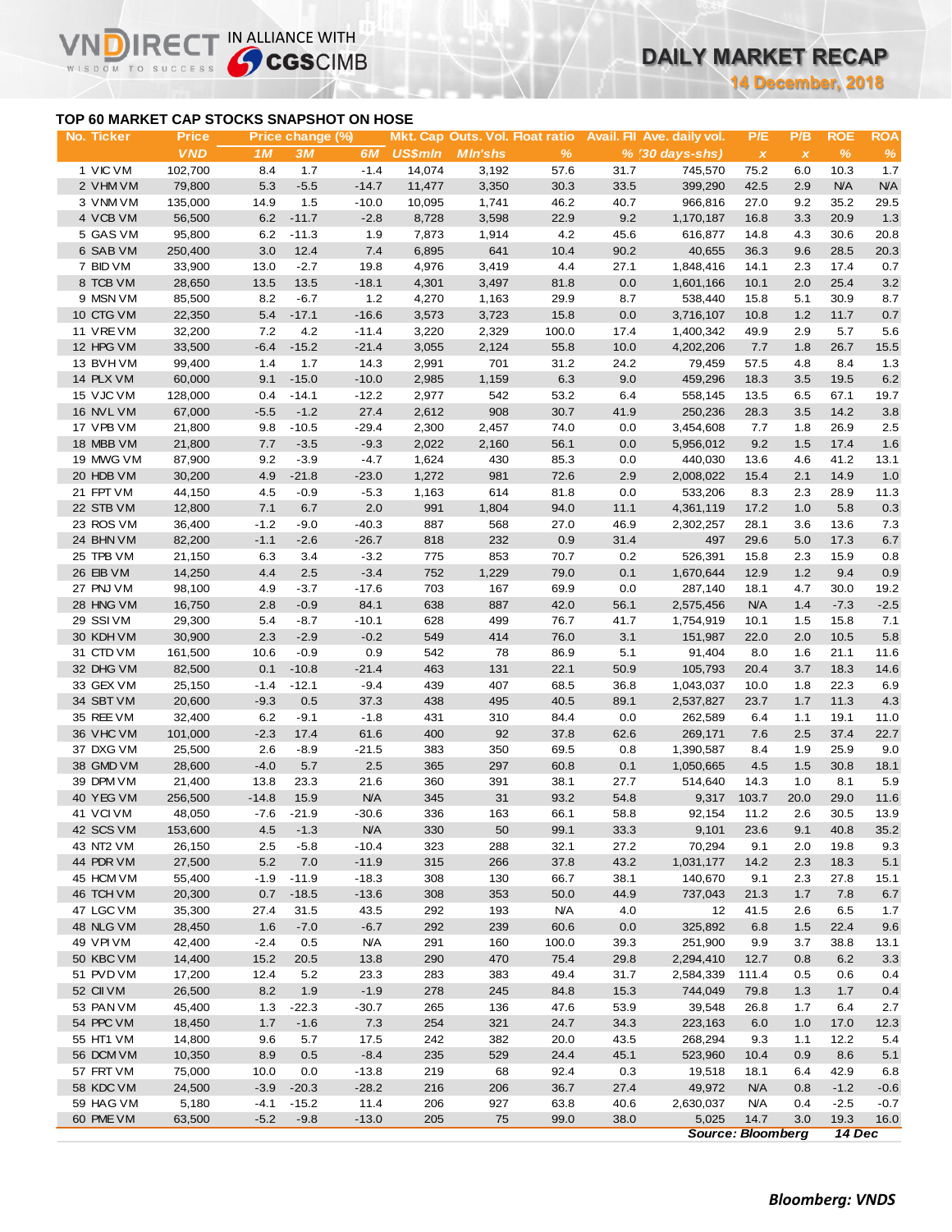## TOP 60 MARKET CAP STOCKS SNAPSHOT ON HOSE

| No. | Ticker | Price | Price change (%) | | | Mkt. Cap | Outs. Vol. | Float ratio | Avail. FII | Ave. daily vol. | P/E | P/B | ROE | ROA |
|---|---|---|---|---|---|---|---|---|---|---|---|---|---|---|
| | | VND | 1M | 3M | 6M | US$mln | Mln'shs | % | % | (30 days-shs) | x | x | % | % |
| 1 | VIC VM | 102,700 | 8.4 | 1.7 | -1.4 | 14,074 | 3,192 | 57.6 | 31.7 | 745,570 | 75.2 | 6.0 | 10.3 | 1.7 |
| 2 | VHM VM | 79,800 | 5.3 | -5.5 | -14.7 | 11,477 | 3,350 | 30.3 | 33.5 | 399,290 | 42.5 | 2.9 | N/A | N/A |
| 3 | VNM VM | 135,000 | 14.9 | 1.5 | -10.0 | 10,095 | 1,741 | 46.2 | 40.7 | 966,816 | 27.0 | 9.2 | 35.2 | 29.5 |
| 4 | VCB VM | 56,500 | 6.2 | -11.7 | -2.8 | 8,728 | 3,598 | 22.9 | 9.2 | 1,170,187 | 16.8 | 3.3 | 20.9 | 1.3 |
| 5 | GAS VM | 95,800 | 6.2 | -11.3 | 1.9 | 7,873 | 1,914 | 4.2 | 45.6 | 616,877 | 14.8 | 4.3 | 30.6 | 20.8 |
| 6 | SAB VM | 250,400 | 3.0 | 12.4 | 7.4 | 6,895 | 641 | 10.4 | 90.2 | 40,655 | 36.3 | 9.6 | 28.5 | 20.3 |
| 7 | BID VM | 33,900 | 13.0 | -2.7 | 19.8 | 4,976 | 3,419 | 4.4 | 27.1 | 1,848,416 | 14.1 | 2.3 | 17.4 | 0.7 |
| 8 | TCB VM | 28,650 | 13.5 | 13.5 | -18.1 | 4,301 | 3,497 | 81.8 | 0.0 | 1,601,166 | 10.1 | 2.0 | 25.4 | 3.2 |
| 9 | MSN VM | 85,500 | 8.2 | -6.7 | 1.2 | 4,270 | 1,163 | 29.9 | 8.7 | 538,440 | 15.8 | 5.1 | 30.9 | 8.7 |
| 10 | CTG VM | 22,350 | 5.4 | -17.1 | -16.6 | 3,573 | 3,723 | 15.8 | 0.0 | 3,716,107 | 10.8 | 1.2 | 11.7 | 0.7 |
| 11 | VRE VM | 32,200 | 7.2 | 4.2 | -11.4 | 3,220 | 2,329 | 100.0 | 17.4 | 1,400,342 | 49.9 | 2.9 | 5.7 | 5.6 |
| 12 | HPG VM | 33,500 | -6.4 | -15.2 | -21.4 | 3,055 | 2,124 | 55.8 | 10.0 | 4,202,206 | 7.7 | 1.8 | 26.7 | 15.5 |
| 13 | BVH VM | 99,400 | 1.4 | 1.7 | 14.3 | 2,991 | 701 | 31.2 | 24.2 | 79,459 | 57.5 | 4.8 | 8.4 | 1.3 |
| 14 | PLX VM | 60,000 | 9.1 | -15.0 | -10.0 | 2,985 | 1,159 | 6.3 | 9.0 | 459,296 | 18.3 | 3.5 | 19.5 | 6.2 |
| 15 | VJC VM | 128,000 | 0.4 | -14.1 | -12.2 | 2,977 | 542 | 53.2 | 6.4 | 558,145 | 13.5 | 6.5 | 67.1 | 19.7 |
| 16 | NVL VM | 67,000 | -5.5 | -1.2 | 27.4 | 2,612 | 908 | 30.7 | 41.9 | 250,236 | 28.3 | 3.5 | 14.2 | 3.8 |
| 17 | VPB VM | 21,800 | 9.8 | -10.5 | -29.4 | 2,300 | 2,457 | 74.0 | 0.0 | 3,454,608 | 7.7 | 1.8 | 26.9 | 2.5 |
| 18 | MBB VM | 21,800 | 7.7 | -3.5 | -9.3 | 2,022 | 2,160 | 56.1 | 0.0 | 5,956,012 | 9.2 | 1.5 | 17.4 | 1.6 |
| 19 | MWG VM | 87,900 | 9.2 | -3.9 | -4.7 | 1,624 | 430 | 85.3 | 0.0 | 440,030 | 13.6 | 4.6 | 41.2 | 13.1 |
| 20 | HDB VM | 30,200 | 4.9 | -21.8 | -23.0 | 1,272 | 981 | 72.6 | 2.9 | 2,008,022 | 15.4 | 2.1 | 14.9 | 1.0 |
| 21 | FPT VM | 44,150 | 4.5 | -0.9 | -5.3 | 1,163 | 614 | 81.8 | 0.0 | 533,206 | 8.3 | 2.3 | 28.9 | 11.3 |
| 22 | STB VM | 12,800 | 7.1 | 6.7 | 2.0 | 991 | 1,804 | 94.0 | 11.1 | 4,361,119 | 17.2 | 1.0 | 5.8 | 0.3 |
| 23 | ROS VM | 36,400 | -1.2 | -9.0 | -40.3 | 887 | 568 | 27.0 | 46.9 | 2,302,257 | 28.1 | 3.6 | 13.6 | 7.3 |
| 24 | BHN VM | 82,200 | -1.1 | -2.6 | -26.7 | 818 | 232 | 0.9 | 31.4 | 497 | 29.6 | 5.0 | 17.3 | 6.7 |
| 25 | TPB VM | 21,150 | 6.3 | 3.4 | -3.2 | 775 | 853 | 70.7 | 0.2 | 526,391 | 15.8 | 2.3 | 15.9 | 0.8 |
| 26 | EIB VM | 14,250 | 4.4 | 2.5 | -3.4 | 752 | 1,229 | 79.0 | 0.1 | 1,670,644 | 12.9 | 1.2 | 9.4 | 0.9 |
| 27 | PNJ VM | 98,100 | 4.9 | -3.7 | -17.6 | 703 | 167 | 69.9 | 0.0 | 287,140 | 18.1 | 4.7 | 30.0 | 19.2 |
| 28 | HNG VM | 16,750 | 2.8 | -0.9 | 84.1 | 638 | 887 | 42.0 | 56.1 | 2,575,456 | N/A | 1.4 | -7.3 | -2.5 |
| 29 | SSI VM | 29,300 | 5.4 | -8.7 | -10.1 | 628 | 499 | 76.7 | 41.7 | 1,754,919 | 10.1 | 1.5 | 15.8 | 7.1 |
| 30 | KDH VM | 30,900 | 2.3 | -2.9 | -0.2 | 549 | 414 | 76.0 | 3.1 | 151,987 | 22.0 | 2.0 | 10.5 | 5.8 |
| 31 | CTD VM | 161,500 | 10.6 | -0.9 | 0.9 | 542 | 78 | 86.9 | 5.1 | 91,404 | 8.0 | 1.6 | 21.1 | 11.6 |
| 32 | DHG VM | 82,500 | 0.1 | -10.8 | -21.4 | 463 | 131 | 22.1 | 50.9 | 105,793 | 20.4 | 3.7 | 18.3 | 14.6 |
| 33 | GEX VM | 25,150 | -1.4 | -12.1 | -9.4 | 439 | 407 | 68.5 | 36.8 | 1,043,037 | 10.0 | 1.8 | 22.3 | 6.9 |
| 34 | SBT VM | 20,600 | -9.3 | 0.5 | 37.3 | 438 | 495 | 40.5 | 89.1 | 2,537,827 | 23.7 | 1.7 | 11.3 | 4.3 |
| 35 | REE VM | 32,400 | 6.2 | -9.1 | -1.8 | 431 | 310 | 84.4 | 0.0 | 262,589 | 6.4 | 1.1 | 19.1 | 11.0 |
| 36 | VHC VM | 101,000 | -2.3 | 17.4 | 61.6 | 400 | 92 | 37.8 | 62.6 | 269,171 | 7.6 | 2.5 | 37.4 | 22.7 |
| 37 | DXG VM | 25,500 | 2.6 | -8.9 | -21.5 | 383 | 350 | 69.5 | 0.8 | 1,390,587 | 8.4 | 1.9 | 25.9 | 9.0 |
| 38 | GMD VM | 28,600 | -4.0 | 5.7 | 2.5 | 365 | 297 | 60.8 | 0.1 | 1,050,665 | 4.5 | 1.5 | 30.8 | 18.1 |
| 39 | DPM VM | 21,400 | 13.8 | 23.3 | 21.6 | 360 | 391 | 38.1 | 27.7 | 514,640 | 14.3 | 1.0 | 8.1 | 5.9 |
| 40 | YEG VM | 256,500 | -14.8 | 15.9 | N/A | 345 | 31 | 93.2 | 54.8 | 9,317 | 103.7 | 20.0 | 29.0 | 11.6 |
| 41 | VCI VM | 48,050 | -7.6 | -21.9 | -30.6 | 336 | 163 | 66.1 | 58.8 | 92,154 | 11.2 | 2.6 | 30.5 | 13.9 |
| 42 | SCS VM | 153,600 | 4.5 | -1.3 | N/A | 330 | 50 | 99.1 | 33.3 | 9,101 | 23.6 | 9.1 | 40.8 | 35.2 |
| 43 | NT2 VM | 26,150 | 2.5 | -5.8 | -10.4 | 323 | 288 | 32.1 | 27.2 | 70,294 | 9.1 | 2.0 | 19.8 | 9.3 |
| 44 | PDR VM | 27,500 | 5.2 | 7.0 | -11.9 | 315 | 266 | 37.8 | 43.2 | 1,031,177 | 14.2 | 2.3 | 18.3 | 5.1 |
| 45 | HCM VM | 55,400 | -1.9 | -11.9 | -18.3 | 308 | 130 | 66.7 | 38.1 | 140,670 | 9.1 | 2.3 | 27.8 | 15.1 |
| 46 | TCH VM | 20,300 | 0.7 | -18.5 | -13.6 | 308 | 353 | 50.0 | 44.9 | 737,043 | 21.3 | 1.7 | 7.8 | 6.7 |
| 47 | LGC VM | 35,300 | 27.4 | 31.5 | 43.5 | 292 | 193 | N/A | 4.0 | 12 | 41.5 | 2.6 | 6.5 | 1.7 |
| 48 | NLG VM | 28,450 | 1.6 | -7.0 | -6.7 | 292 | 239 | 60.6 | 0.0 | 325,892 | 6.8 | 1.5 | 22.4 | 9.6 |
| 49 | VPI VM | 42,400 | -2.4 | 0.5 | N/A | 291 | 160 | 100.0 | 39.3 | 251,900 | 9.9 | 3.7 | 38.8 | 13.1 |
| 50 | KBC VM | 14,400 | 15.2 | 20.5 | 13.8 | 290 | 470 | 75.4 | 29.8 | 2,294,410 | 12.7 | 0.8 | 6.2 | 3.3 |
| 51 | PVD VM | 17,200 | 12.4 | 5.2 | 23.3 | 283 | 383 | 49.4 | 31.7 | 2,584,339 | 111.4 | 0.5 | 0.6 | 0.4 |
| 52 | CII VM | 26,500 | 8.2 | 1.9 | -1.9 | 278 | 245 | 84.8 | 15.3 | 744,049 | 79.8 | 1.3 | 1.7 | 0.4 |
| 53 | PAN VM | 45,400 | 1.3 | -22.3 | -30.7 | 265 | 136 | 47.6 | 53.9 | 39,548 | 26.8 | 1.7 | 6.4 | 2.7 |
| 54 | PPC VM | 18,450 | 1.7 | -1.6 | 7.3 | 254 | 321 | 24.7 | 34.3 | 223,163 | 6.0 | 1.0 | 17.0 | 12.3 |
| 55 | HT1 VM | 14,800 | 9.6 | 5.7 | 17.5 | 242 | 382 | 20.0 | 43.5 | 268,294 | 9.3 | 1.1 | 12.2 | 5.4 |
| 56 | DCM VM | 10,350 | 8.9 | 0.5 | -8.4 | 235 | 529 | 24.4 | 45.1 | 523,960 | 10.4 | 0.9 | 8.6 | 5.1 |
| 57 | FRT VM | 75,000 | 10.0 | 0.0 | -13.8 | 219 | 68 | 92.4 | 0.3 | 19,518 | 18.1 | 6.4 | 42.9 | 6.8 |
| 58 | KDC VM | 24,500 | -3.9 | -20.3 | -28.2 | 216 | 206 | 36.7 | 27.4 | 49,972 | N/A | 0.8 | -1.2 | -0.6 |
| 59 | HAG VM | 5,180 | -4.1 | -15.2 | 11.4 | 206 | 927 | 63.8 | 40.6 | 2,630,037 | N/A | 0.4 | -2.5 | -0.7 |
| 60 | PME VM | 63,500 | -5.2 | -9.8 | -13.0 | 205 | 75 | 99.0 | 38.0 | 5,025 | 14.7 | 3.0 | 19.3 | 16.0 |

*Source: Bloomberg* *14 Dec*

***Bloomberg: VNDS***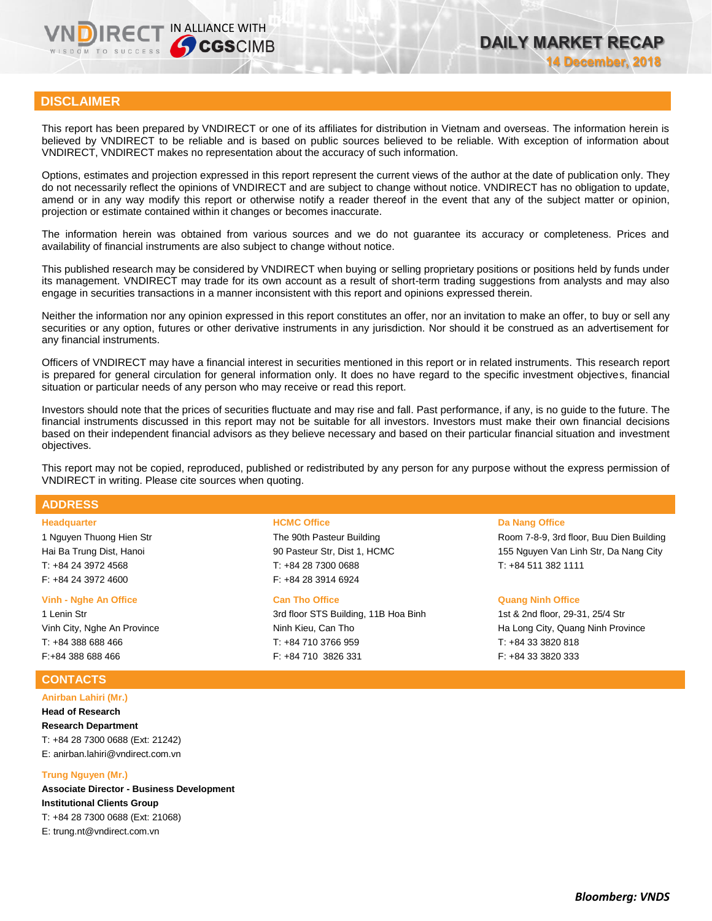## DISCLAIMER

This report has been prepared by VNDIRECT or one of its affiliates for distribution in Vietnam and overseas. The information herein is believed by VNDIRECT to be reliable and is based on public sources believed to be reliable. With exception of information about VNDIRECT, VNDIRECT makes no representation about the accuracy of such information.

Options, estimates and projection expressed in this report represent the current views of the author at the date of publication only. They do not necessarily reflect the opinions of VNDIRECT and are subject to change without notice. VNDIRECT has no obligation to update, amend or in any way modify this report or otherwise notify a reader thereof in the event that any of the subject matter or opinion, projection or estimate contained within it changes or becomes inaccurate.

The information herein was obtained from various sources and we do not guarantee its accuracy or completeness. Prices and availability of financial instruments are also subject to change without notice.

This published research may be considered by VNDIRECT when buying or selling proprietary positions or positions held by funds under its management. VNDIRECT may trade for its own account as a result of short-term trading suggestions from analysts and may also engage in securities transactions in a manner inconsistent with this report and opinions expressed therein.

Neither the information nor any opinion expressed in this report constitutes an offer, nor an invitation to make an offer, to buy or sell any securities or any option, futures or other derivative instruments in any jurisdiction. Nor should it be construed as an advertisement for any financial instruments.

Officers of VNDIRECT may have a financial interest in securities mentioned in this report or in related instruments. This research report is prepared for general circulation for general information only. It does no have regard to the specific investment objectives, financial situation or particular needs of any person who may receive or read this report.

Investors should note that the prices of securities fluctuate and may rise and fall. Past performance, if any, is no guide to the future. The financial instruments discussed in this report may not be suitable for all investors. Investors must make their own financial decisions based on their independent financial advisors as they believe necessary and based on their particular financial situation and investment objectives.

This report may not be copied, reproduced, published or redistributed by any person for any purpose without the express permission of VNDIRECT in writing. Please cite sources when quoting.

## ADDRESS

**Headquarter**
1 Nguyen Thuong Hien Str
Hai Ba Trung Dist, Hanoi
T: +84 24 3972 4568
F: +84 24 3972 4600

**HCMC Office**
The 90th Pasteur Building
90 Pasteur Str, Dist 1, HCMC
T: +84 28 7300 0688
F: +84 28 3914 6924

**Da Nang Office**
Room 7-8-9, 3rd floor, Buu Dien Building
155 Nguyen Van Linh Str, Da Nang City
T: +84 511 382 1111

**Vinh - Nghe An Office**
1 Lenin Str
Vinh City, Nghe An Province
T: +84 388 688 466
F:+84 388 688 466

**Can Tho Office**
3rd floor STS Building, 11B Hoa Binh
Ninh Kieu, Can Tho
T: +84 710 3766 959
F: +84 710 3826 331

**Quang Ninh Office**
1st & 2nd floor, 29-31, 25/4 Str
Ha Long City, Quang Ninh Province
T: +84 33 3820 818
F: +84 33 3820 333

## CONTACTS

**Anirban Lahiri (Mr.)**
**Head of Research**
**Research Department**
T: +84 28 7300 0688 (Ext: 21242)
E: anirban.lahiri@vndirect.com.vn

**Trung Nguyen (Mr.)**
**Associate Director - Business Development**
**Institutional Clients Group**
T: +84 28 7300 0688 (Ext: 21068)
E: trung.nt@vndirect.com.vn

*Bloomberg: VNDS*